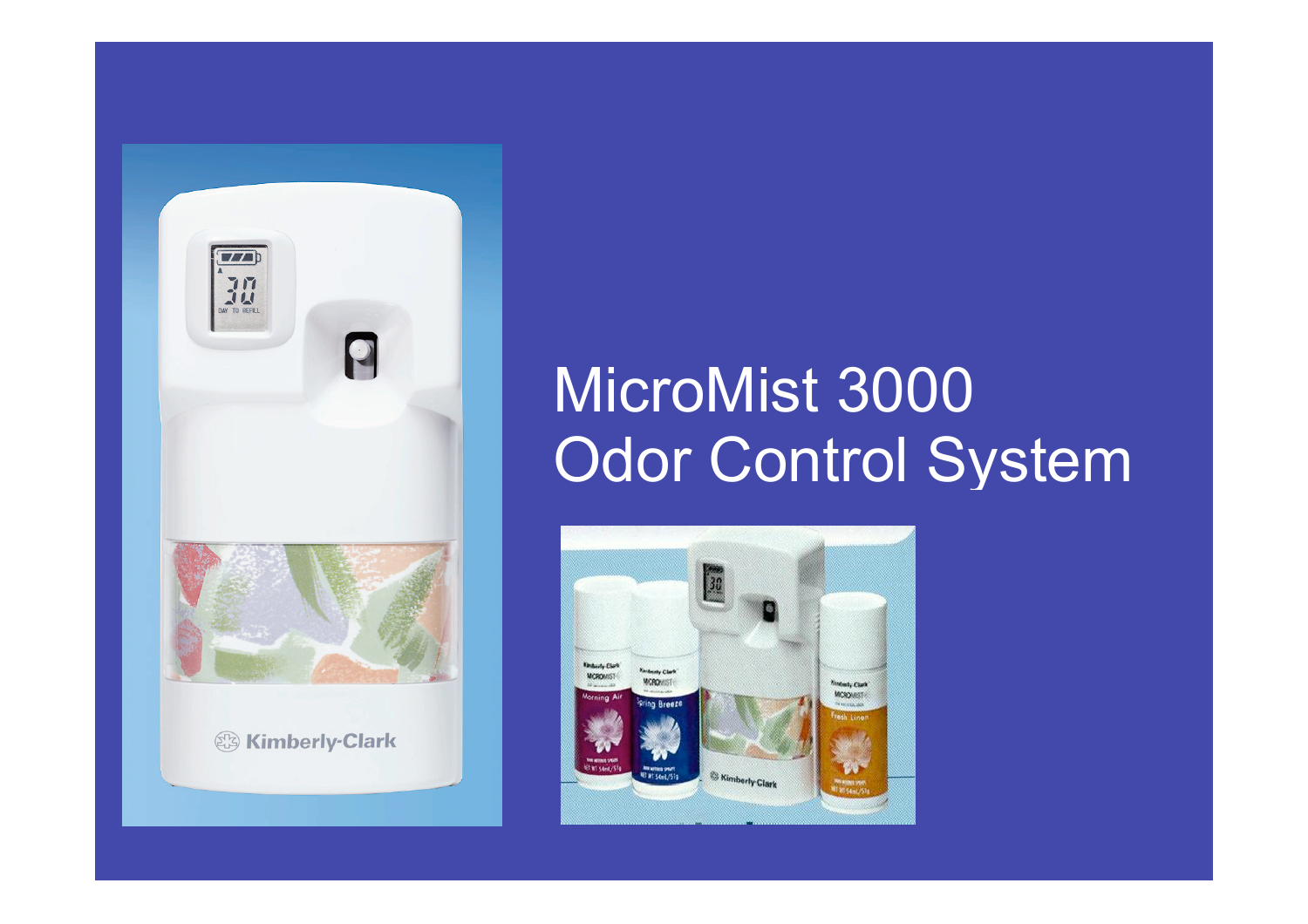# MicroMist 3000 Odor Control System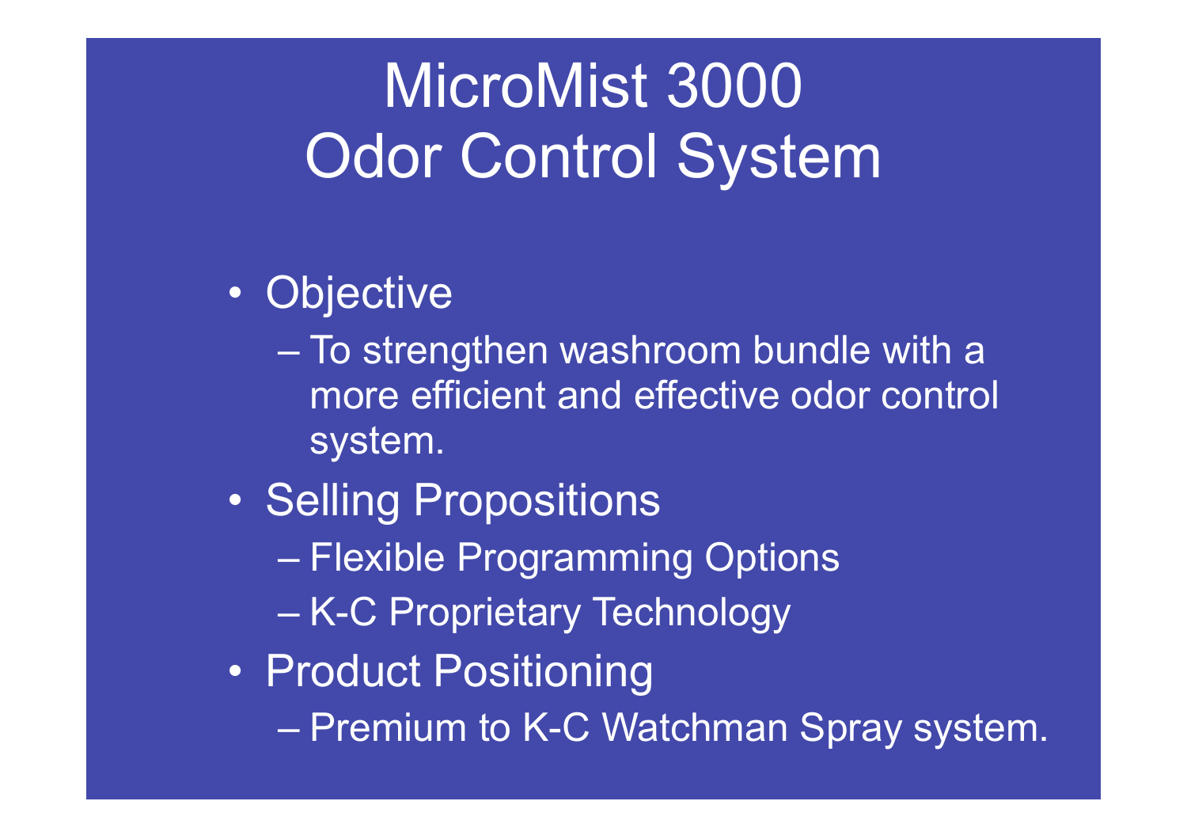# MicroMist 3000 Odor Control System

- Objective
  - To strengthen washroom bundle with a more efficient and effective odor control system.
- Selling Propositions
  - Flexible Programming Options
  - K-C Proprietary Technology
- Product Positioning
  - Premium to K-C Watchman Spray system.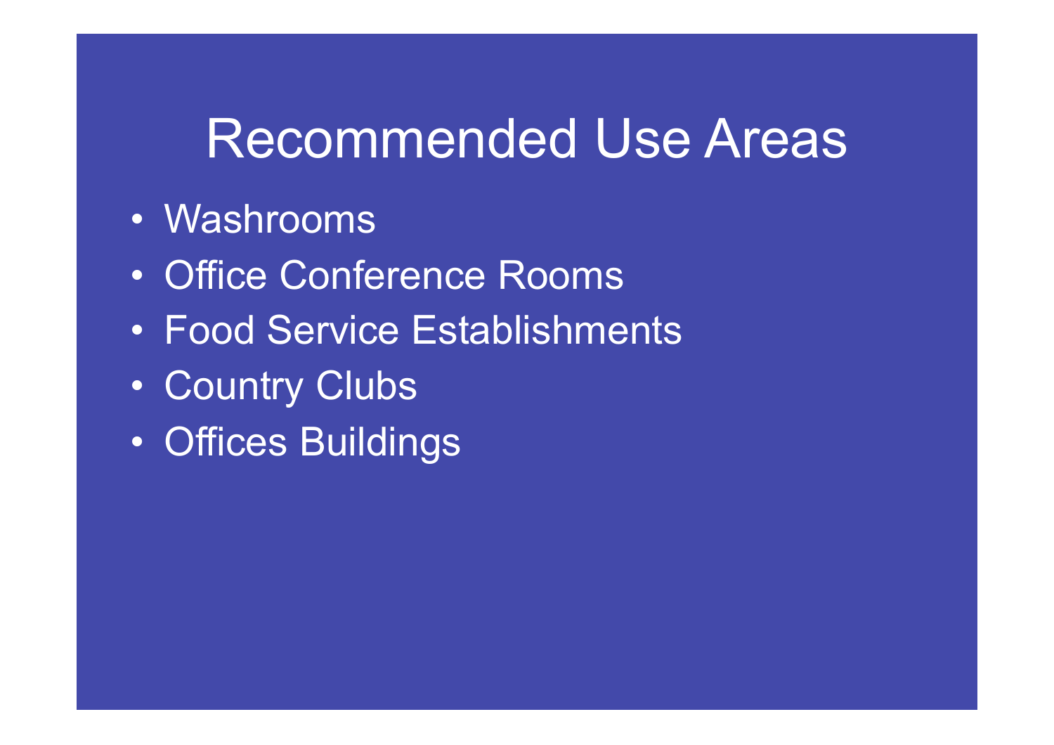# Recommended Use Areas

- Washrooms
- Office Conference Rooms
- Food Service Establishments
- Country Clubs
- Offices Buildings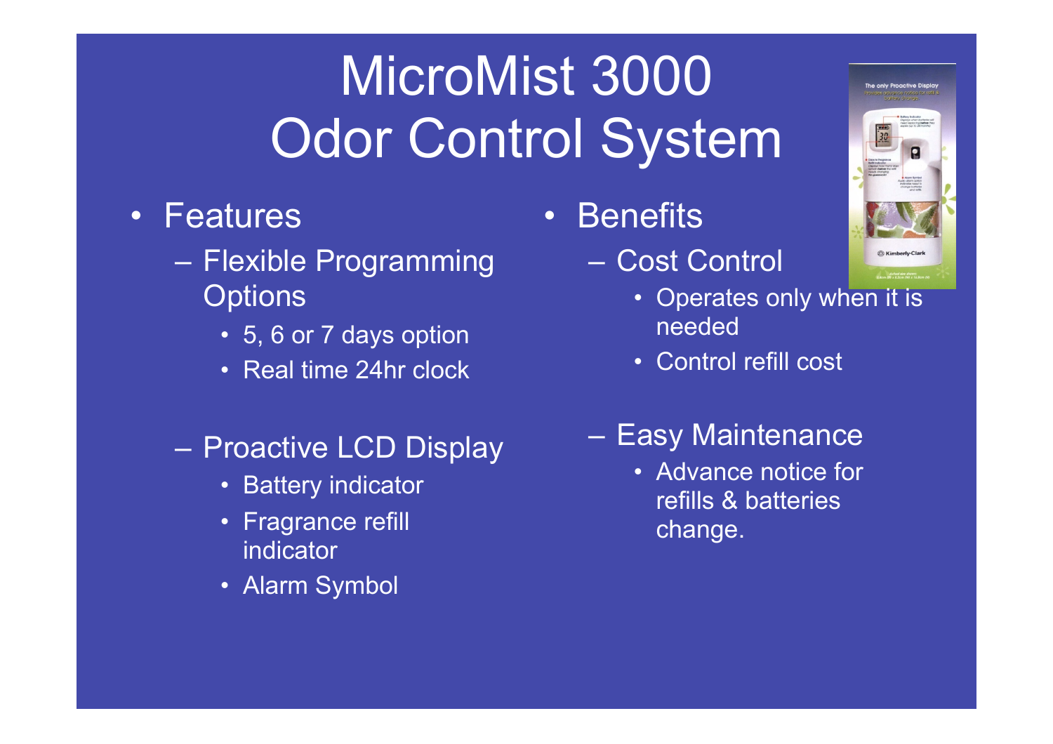# MicroMist 3000 Odor Control System

- Features
  - Flexible Programming Options
    - 5, 6 or 7 days option
    - Real time 24hr clock
  - Proactive LCD Display
    - Battery indicator
    - Fragrance refill indicator
    - Alarm Symbol
- Benefits
  - Cost Control
    - Operates only when it is needed
    - Control refill cost
  - Easy Maintenance
    - Advance notice for refills & batteries change.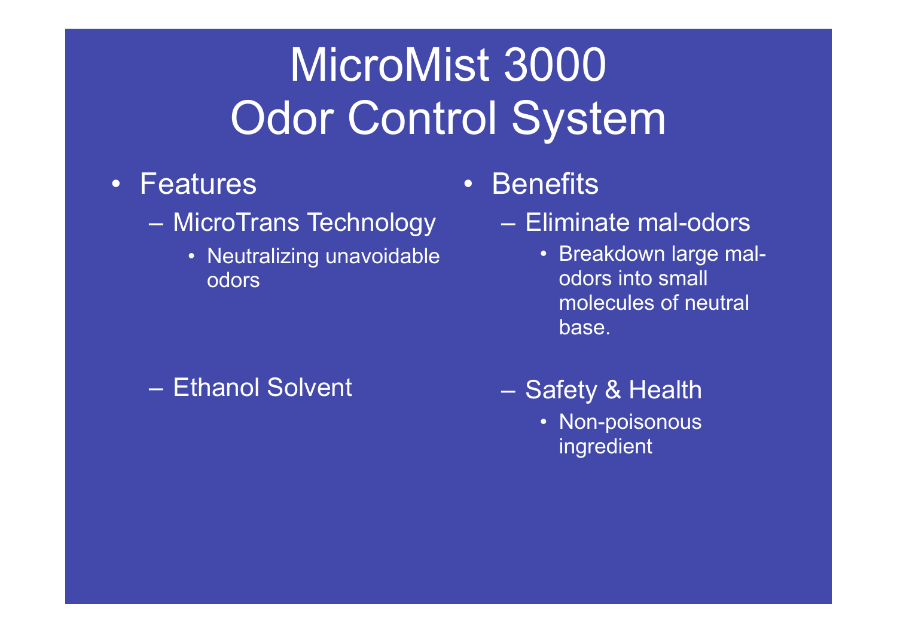# MicroMist 3000 Odor Control System

- Features
  - MicroTrans Technology
    - Neutralizing unavoidable odors
  - Ethanol Solvent

- Benefits
  - Eliminate mal-odors
    - Breakdown large mal-odors into small molecules of neutral base.
  - Safety & Health
    - Non-poisonous ingredient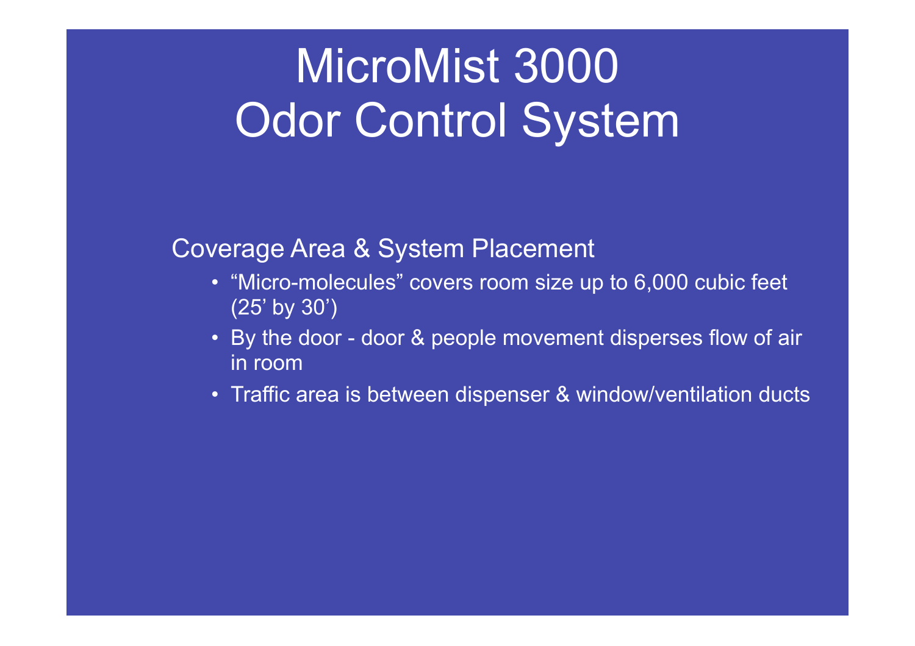# MicroMist 3000 Odor Control System

Coverage Area & System Placement

- “Micro-molecules” covers room size up to 6,000 cubic feet (25’ by 30’)
- By the door - door & people movement disperses flow of air in room
- Traffic area is between dispenser & window/ventilation ducts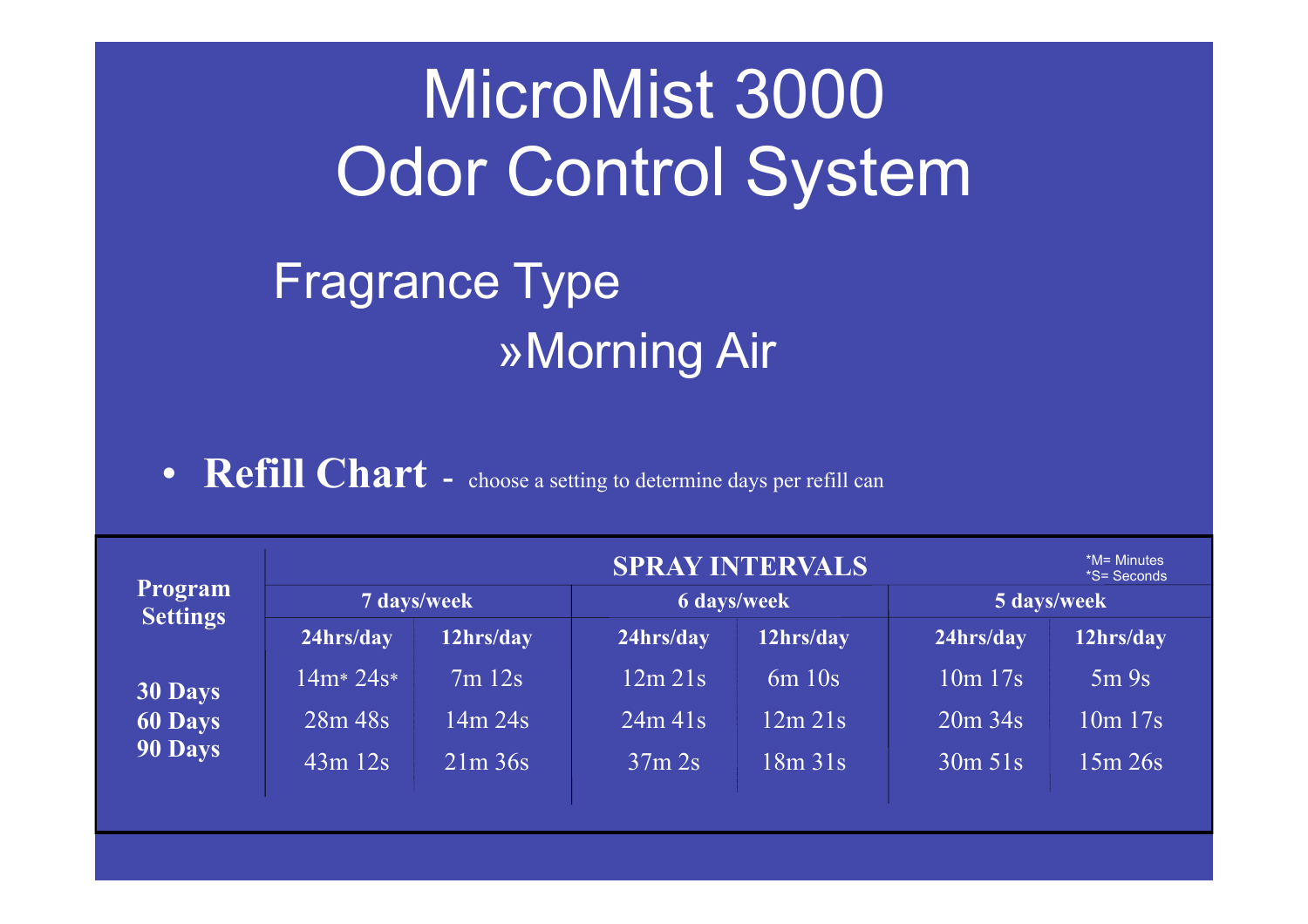# MicroMist 3000 Odor Control System

## Fragrance Type

### »Morning Air

- **Refill Chart** - choose a setting to determine days per refill can

| Program Settings | SPRAY INTERVALS | | | | | |
|---|---|---|---|---|---|---|
| | 7 days/week | | 6 days/week | | 5 days/week | |
| | 24hrs/day | 12hrs/day | 24hrs/day | 12hrs/day | 24hrs/day | 12hrs/day |
| 30 Days | 14m* 24s* | 7m 12s | 12m 21s | 6m 10s | 10m 17s | 5m 9s |
| 60 Days | 28m 48s | 14m 24s | 24m 41s | 12m 21s | 20m 34s | 10m 17s |
| 90 Days | 43m 12s | 21m 36s | 37m 2s | 18m 31s | 30m 51s | 15m 26s |

*M= Minutes
*S= Seconds